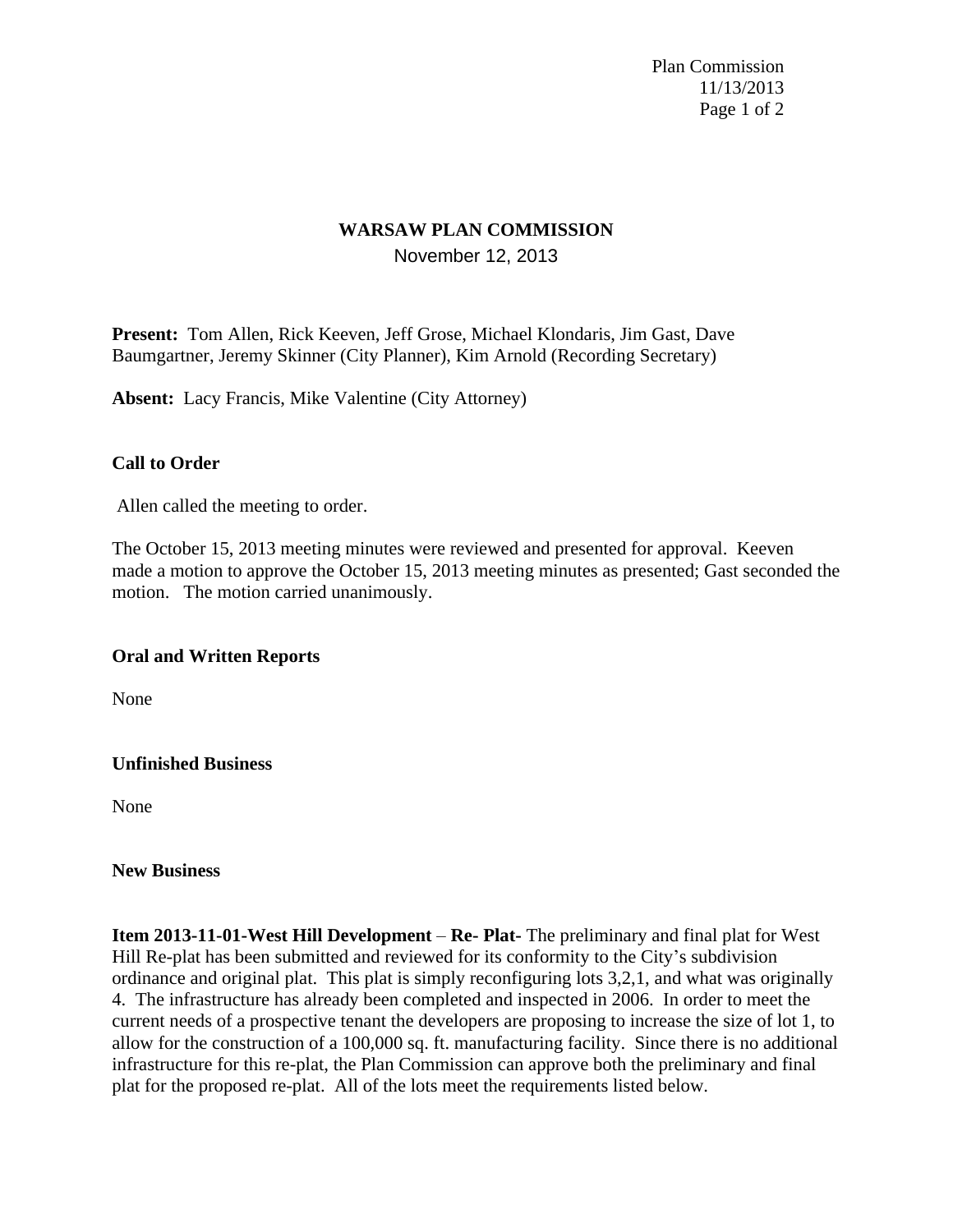# WARSAW PLAN COMMISSION

November 12, 2013

**Present:** Tom Allen, Rick Keeven, Jeff Grose, Michael Klondaris, Jim Gast, Dave Baumgartner, Jeremy Skinner (City Planner), Kim Arnold (Recording Secretary)

**Absent:** Lacy Francis, Mike Valentine (City Attorney)

### Call to Order

Allen called the meeting to order.

The October 15, 2013 meeting minutes were reviewed and presented for approval. Keeven made a motion to approve the October 15, 2013 meeting minutes as presented; Gast seconded the motion. The motion carried unanimously.

### Oral and Written Reports

None

### Unfinished Business

None

### New Business

**Item 2013-11-01-West Hill Development** – **Re- Plat-** The preliminary and final plat for West Hill Re-plat has been submitted and reviewed for its conformity to the City's subdivision ordinance and original plat. This plat is simply reconfiguring lots 3,2,1, and what was originally 4. The infrastructure has already been completed and inspected in 2006. In order to meet the current needs of a prospective tenant the developers are proposing to increase the size of lot 1, to allow for the construction of a 100,000 sq. ft. manufacturing facility. Since there is no additional infrastructure for this re-plat, the Plan Commission can approve both the preliminary and final plat for the proposed re-plat. All of the lots meet the requirements listed below.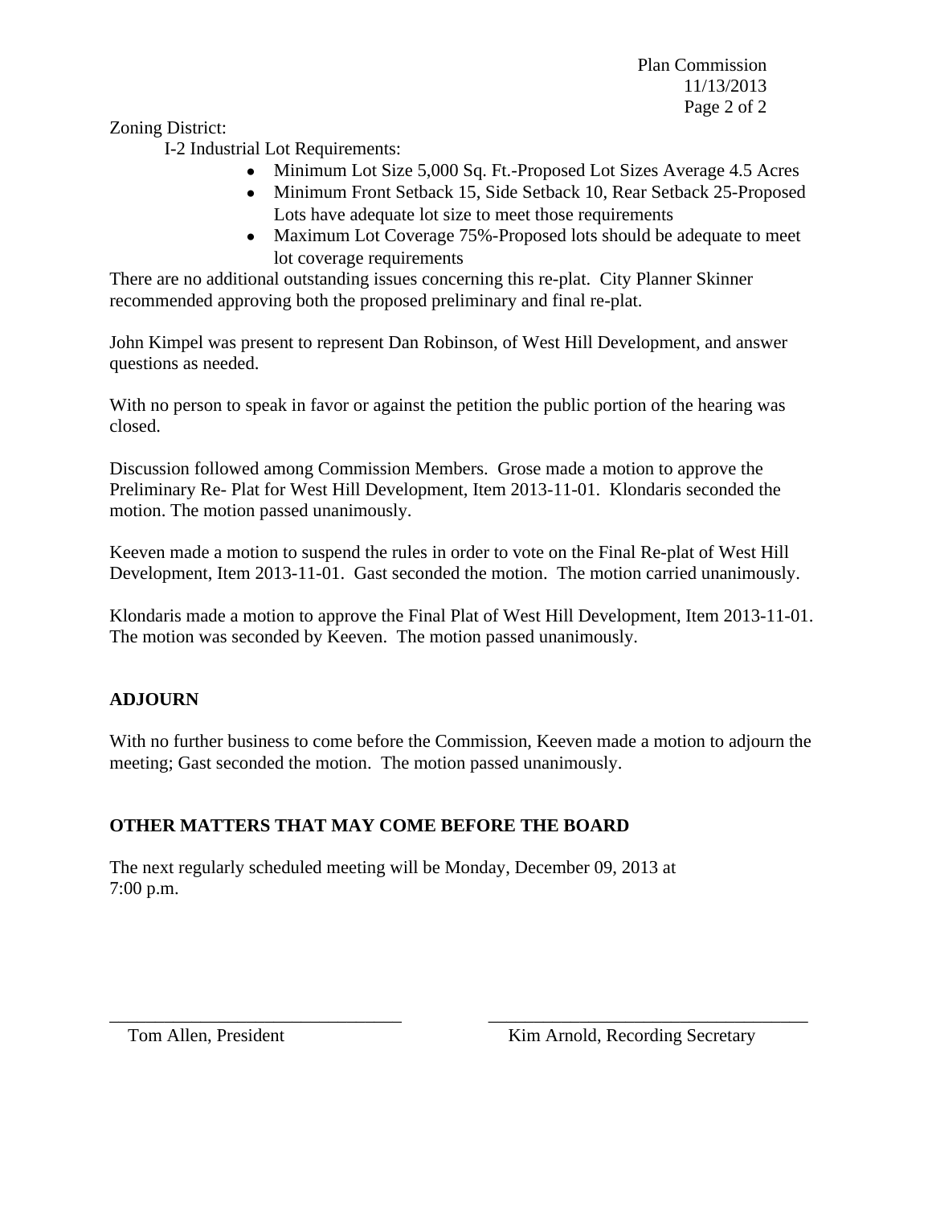Zoning District:

I-2 Industrial Lot Requirements:

- Minimum Lot Size 5,000 Sq. Ft.-Proposed Lot Sizes Average 4.5 Acres
- Minimum Front Setback 15, Side Setback 10, Rear Setback 25-Proposed Lots have adequate lot size to meet those requirements
- Maximum Lot Coverage 75%-Proposed lots should be adequate to meet lot coverage requirements

There are no additional outstanding issues concerning this re-plat. City Planner Skinner recommended approving both the proposed preliminary and final re-plat.

John Kimpel was present to represent Dan Robinson, of West Hill Development, and answer questions as needed.

With no person to speak in favor or against the petition the public portion of the hearing was closed.

Discussion followed among Commission Members. Grose made a motion to approve the Preliminary Re- Plat for West Hill Development, Item 2013-11-01. Klondaris seconded the motion. The motion passed unanimously.

Keeven made a motion to suspend the rules in order to vote on the Final Re-plat of West Hill Development, Item 2013-11-01. Gast seconded the motion. The motion carried unanimously.

Klondaris made a motion to approve the Final Plat of West Hill Development, Item 2013-11-01. The motion was seconded by Keeven. The motion passed unanimously.

**ADJOURN**

With no further business to come before the Commission, Keeven made a motion to adjourn the meeting; Gast seconded the motion. The motion passed unanimously.

**OTHER MATTERS THAT MAY COME BEFORE THE BOARD**

The next regularly scheduled meeting will be Monday, December 09, 2013 at 7:00 p.m.

_______________________________ Tom Allen, President

_______________________________ Kim Arnold, Recording Secretary